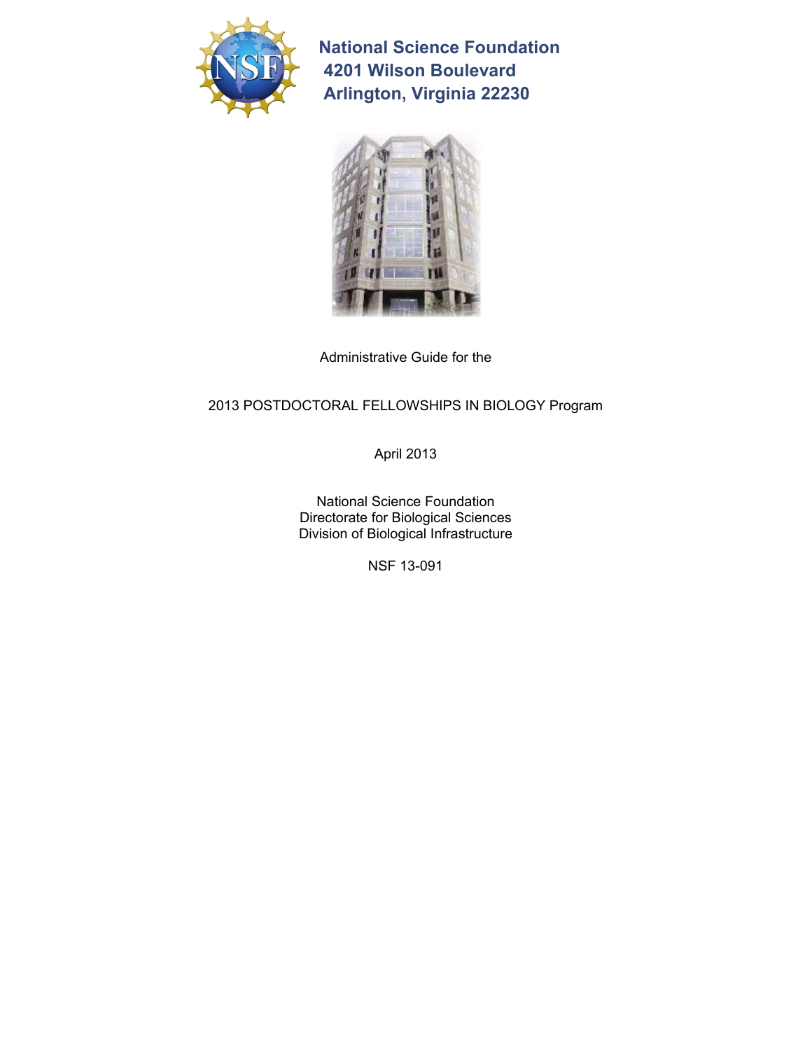**National Science Foundation**
**4201 Wilson Boulevard**
**Arlington, Virginia 22230**

Administrative Guide for the

2013 POSTDOCTORAL FELLOWSHIPS IN BIOLOGY Program

April 2013

National Science Foundation
Directorate for Biological Sciences
Division of Biological Infrastructure

NSF 13-091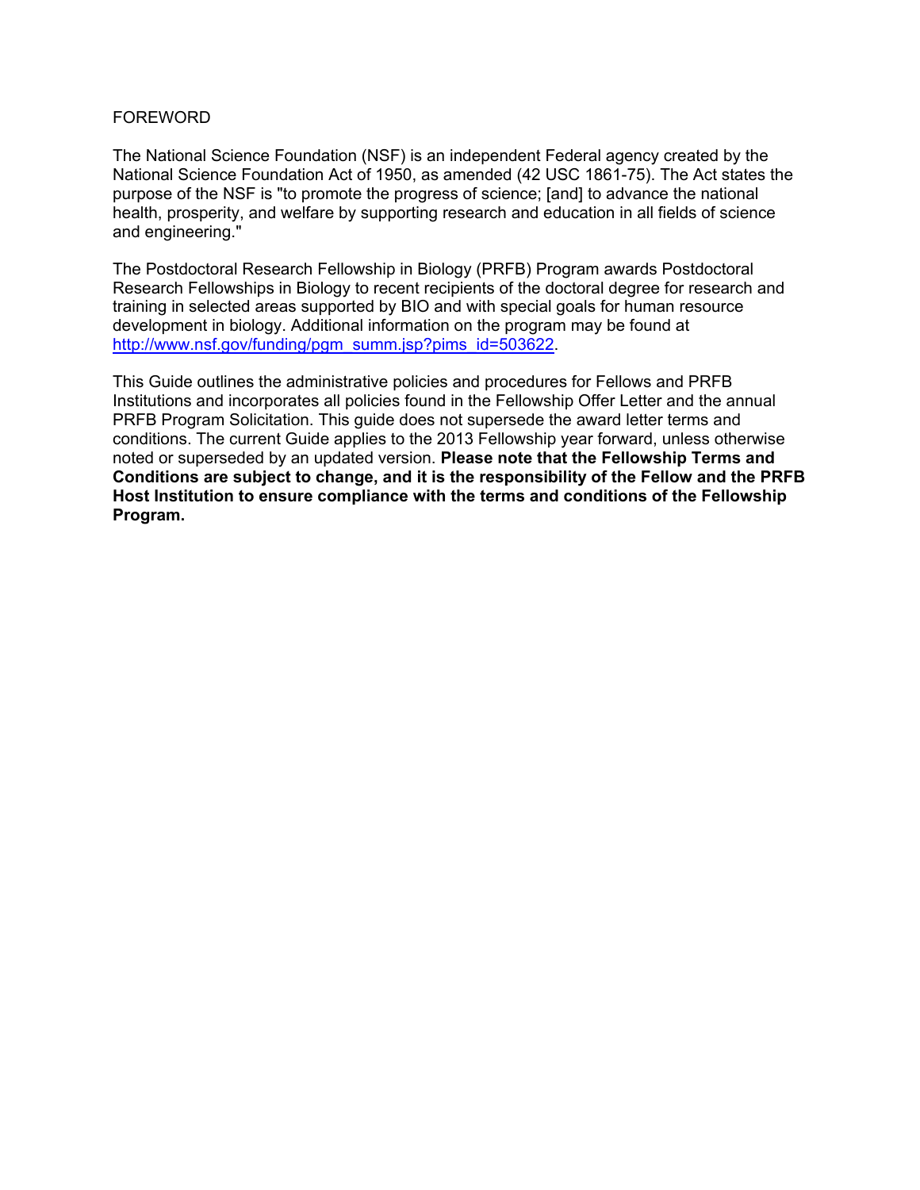# FOREWORD

The National Science Foundation (NSF) is an independent Federal agency created by the National Science Foundation Act of 1950, as amended (42 USC 1861-75). The Act states the purpose of the NSF is "to promote the progress of science; [and] to advance the national health, prosperity, and welfare by supporting research and education in all fields of science and engineering."

The Postdoctoral Research Fellowship in Biology (PRFB) Program awards Postdoctoral Research Fellowships in Biology to recent recipients of the doctoral degree for research and training in selected areas supported by BIO and with special goals for human resource development in biology. Additional information on the program may be found at [http://www.nsf.gov/funding/pgm_summ.jsp?pims_id=503622](http://www.nsf.gov/funding/pgm_summ.jsp?pims_id=503622).

This Guide outlines the administrative policies and procedures for Fellows and PRFB Institutions and incorporates all policies found in the Fellowship Offer Letter and the annual PRFB Program Solicitation. This guide does not supersede the award letter terms and conditions. The current Guide applies to the 2013 Fellowship year forward, unless otherwise noted or superseded by an updated version. **Please note that the Fellowship Terms and Conditions are subject to change, and it is the responsibility of the Fellow and the PRFB Host Institution to ensure compliance with the terms and conditions of the Fellowship Program.**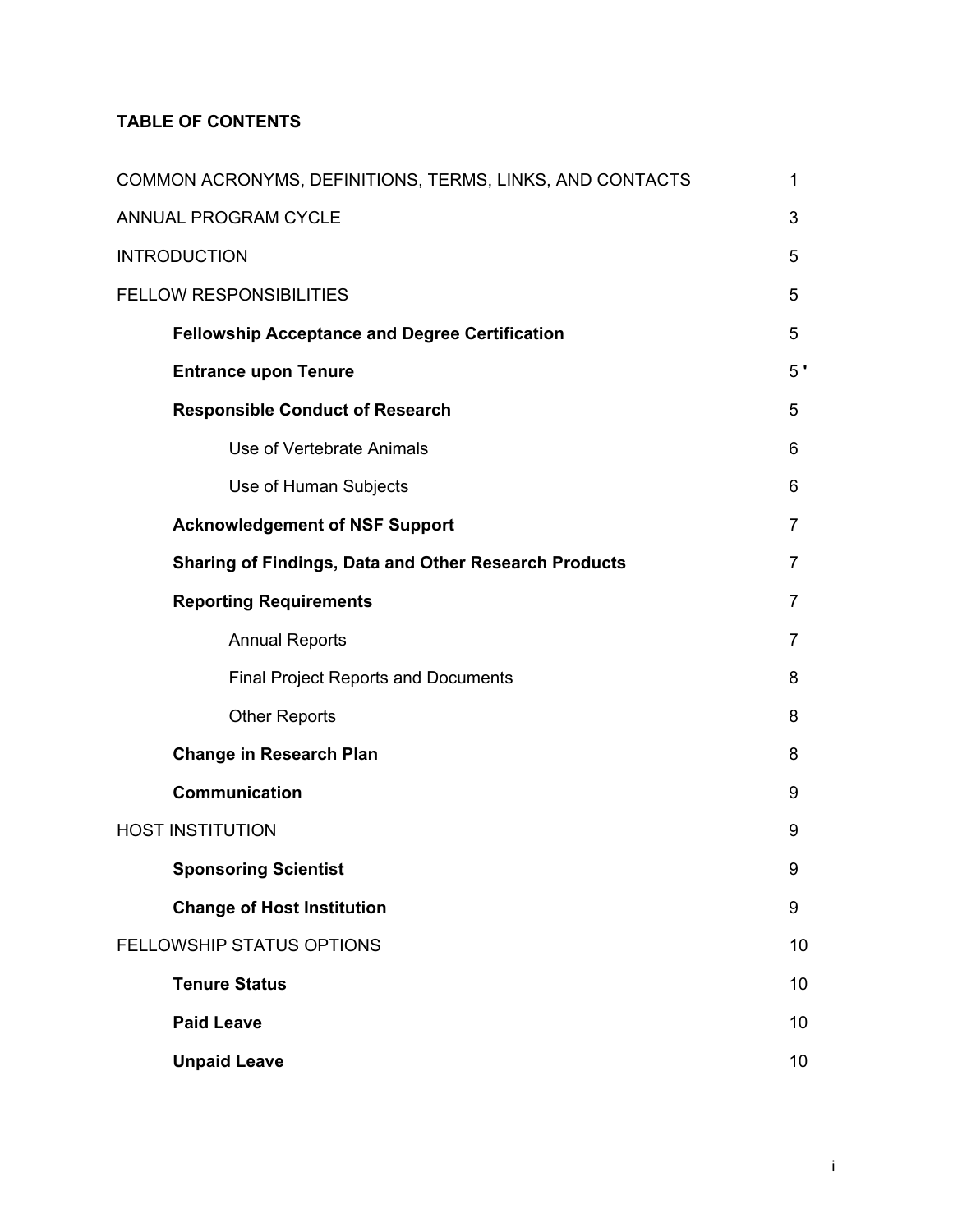**TABLE OF CONTENTS**

| | |
|---|---|
| COMMON ACRONYMS, DEFINITIONS, TERMS, LINKS, AND CONTACTS | 1 |
| ANNUAL PROGRAM CYCLE | 3 |
| INTRODUCTION | 5 |
| FELLOW RESPONSIBILITIES | 5 |
| **Fellowship Acceptance and Degree Certification** | 5 |
| **Entrance upon Tenure** | 5 |
| **Responsible Conduct of Research** | 5 |
| Use of Vertebrate Animals | 6 |
| Use of Human Subjects | 6 |
| **Acknowledgement of NSF Support** | 7 |
| **Sharing of Findings, Data and Other Research Products** | 7 |
| **Reporting Requirements** | 7 |
| Annual Reports | 7 |
| Final Project Reports and Documents | 8 |
| Other Reports | 8 |
| **Change in Research Plan** | 8 |
| **Communication** | 9 |
| HOST INSTITUTION | 9 |
| **Sponsoring Scientist** | 9 |
| **Change of Host Institution** | 9 |
| FELLOWSHIP STATUS OPTIONS | 10 |
| **Tenure Status** | 10 |
| **Paid Leave** | 10 |
| **Unpaid Leave** | 10 |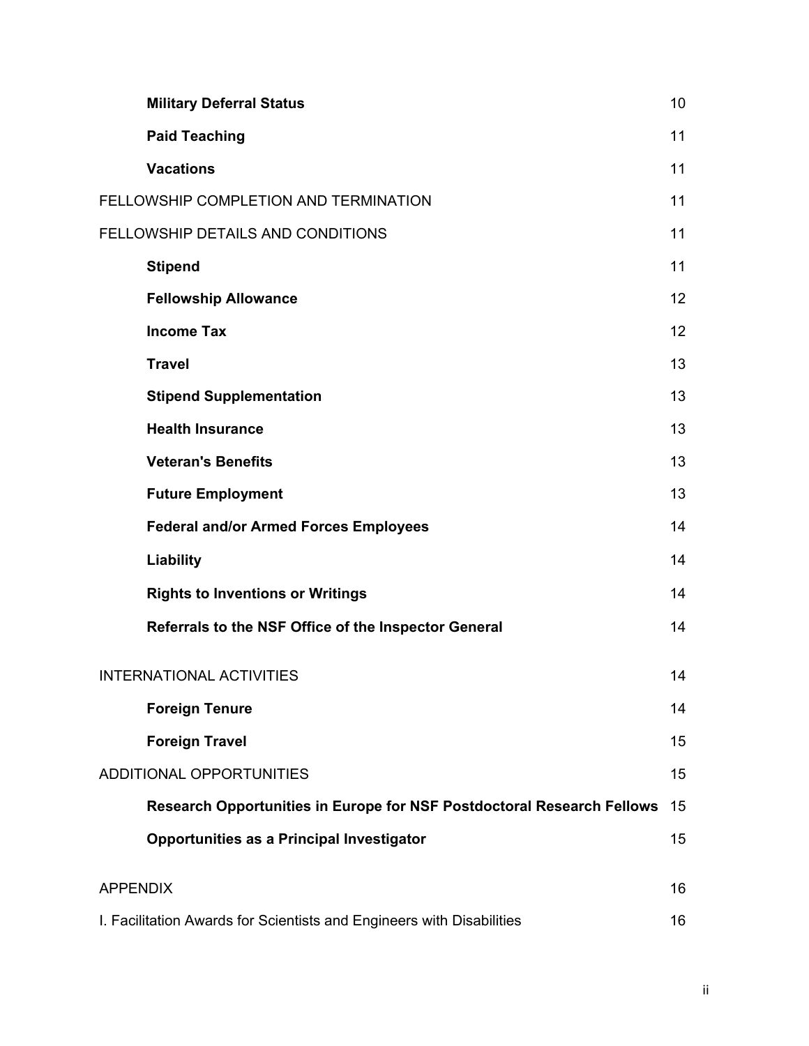| | |
|---|---|
| **Military Deferral Status** | 10 |
| **Paid Teaching** | 11 |
| **Vacations** | 11 |
| FELLOWSHIP COMPLETION AND TERMINATION | 11 |
| FELLOWSHIP DETAILS AND CONDITIONS | 11 |
| **Stipend** | 11 |
| **Fellowship Allowance** | 12 |
| **Income Tax** | 12 |
| **Travel** | 13 |
| **Stipend Supplementation** | 13 |
| **Health Insurance** | 13 |
| **Veteran's Benefits** | 13 |
| **Future Employment** | 13 |
| **Federal and/or Armed Forces Employees** | 14 |
| **Liability** | 14 |
| **Rights to Inventions or Writings** | 14 |
| **Referrals to the NSF Office of the Inspector General** | 14 |
| INTERNATIONAL ACTIVITIES | 14 |
| **Foreign Tenure** | 14 |
| **Foreign Travel** | 15 |
| ADDITIONAL OPPORTUNITIES | 15 |
| **Research Opportunities in Europe for NSF Postdoctoral Research Fellows** | 15 |
| **Opportunities as a Principal Investigator** | 15 |
| APPENDIX | 16 |
| I. Facilitation Awards for Scientists and Engineers with Disabilities | 16 |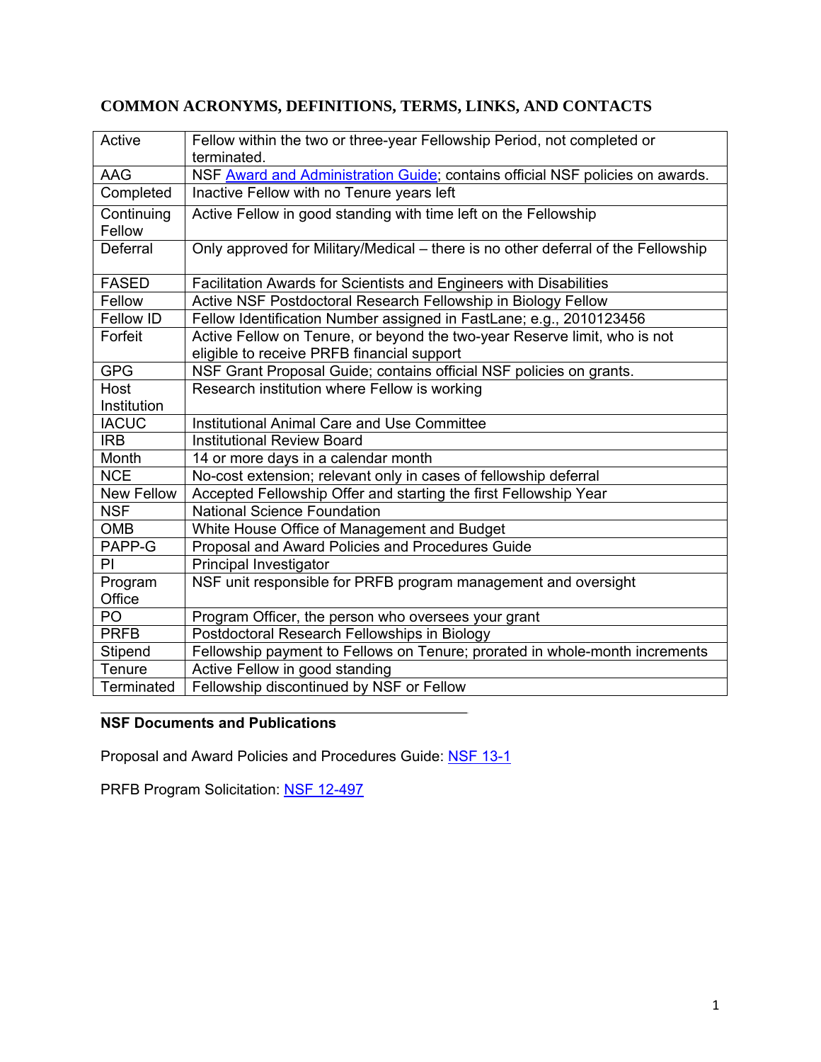## COMMON ACRONYMS, DEFINITIONS, TERMS, LINKS, AND CONTACTS

| | |
|---|---|
| Active | Fellow within the two or three-year Fellowship Period, not completed or terminated. |
| AAG | NSF Award and Administration Guide; contains official NSF policies on awards. |
| Completed | Inactive Fellow with no Tenure years left |
| Continuing Fellow | Active Fellow in good standing with time left on the Fellowship |
| Deferral | Only approved for Military/Medical – there is no other deferral of the Fellowship |
| FASED | Facilitation Awards for Scientists and Engineers with Disabilities |
| Fellow | Active NSF Postdoctoral Research Fellowship in Biology Fellow |
| Fellow ID | Fellow Identification Number assigned in FastLane; e.g., 2010123456 |
| Forfeit | Active Fellow on Tenure, or beyond the two-year Reserve limit, who is not eligible to receive PRFB financial support |
| GPG | NSF Grant Proposal Guide; contains official NSF policies on grants. |
| Host Institution | Research institution where Fellow is working |
| IACUC | Institutional Animal Care and Use Committee |
| IRB | Institutional Review Board |
| Month | 14 or more days in a calendar month |
| NCE | No-cost extension; relevant only in cases of fellowship deferral |
| New Fellow | Accepted Fellowship Offer and starting the first Fellowship Year |
| NSF | National Science Foundation |
| OMB | White House Office of Management and Budget |
| PAPP-G | Proposal and Award Policies and Procedures Guide |
| PI | Principal Investigator |
| Program Office | NSF unit responsible for PRFB program management and oversight |
| PO | Program Officer, the person who oversees your grant |
| PRFB | Postdoctoral Research Fellowships in Biology |
| Stipend | Fellowship payment to Fellows on Tenure; prorated in whole-month increments |
| Tenure | Active Fellow in good standing |
| Terminated | Fellowship discontinued by NSF or Fellow |

---

**NSF Documents and Publications**

Proposal and Award Policies and Procedures Guide: NSF 13-1

PRFB Program Solicitation: NSF 12-497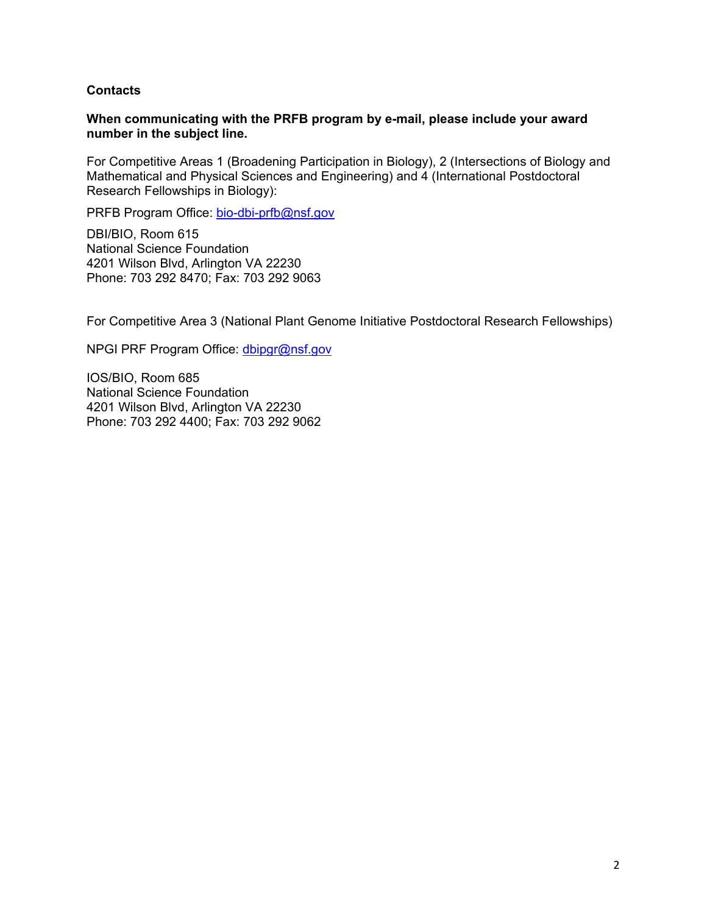**Contacts**

**When communicating with the PRFB program by e-mail, please include your award number in the subject line.**

For Competitive Areas 1 (Broadening Participation in Biology), 2 (Intersections of Biology and Mathematical and Physical Sciences and Engineering) and 4 (International Postdoctoral Research Fellowships in Biology):

PRFB Program Office: bio-dbi-prfb@nsf.gov

DBI/BIO, Room 615
National Science Foundation
4201 Wilson Blvd, Arlington VA 22230
Phone: 703 292 8470; Fax: 703 292 9063

For Competitive Area 3 (National Plant Genome Initiative Postdoctoral Research Fellowships)

NPGI PRF Program Office: dbipgr@nsf.gov

IOS/BIO, Room 685
National Science Foundation
4201 Wilson Blvd, Arlington VA 22230
Phone: 703 292 4400; Fax: 703 292 9062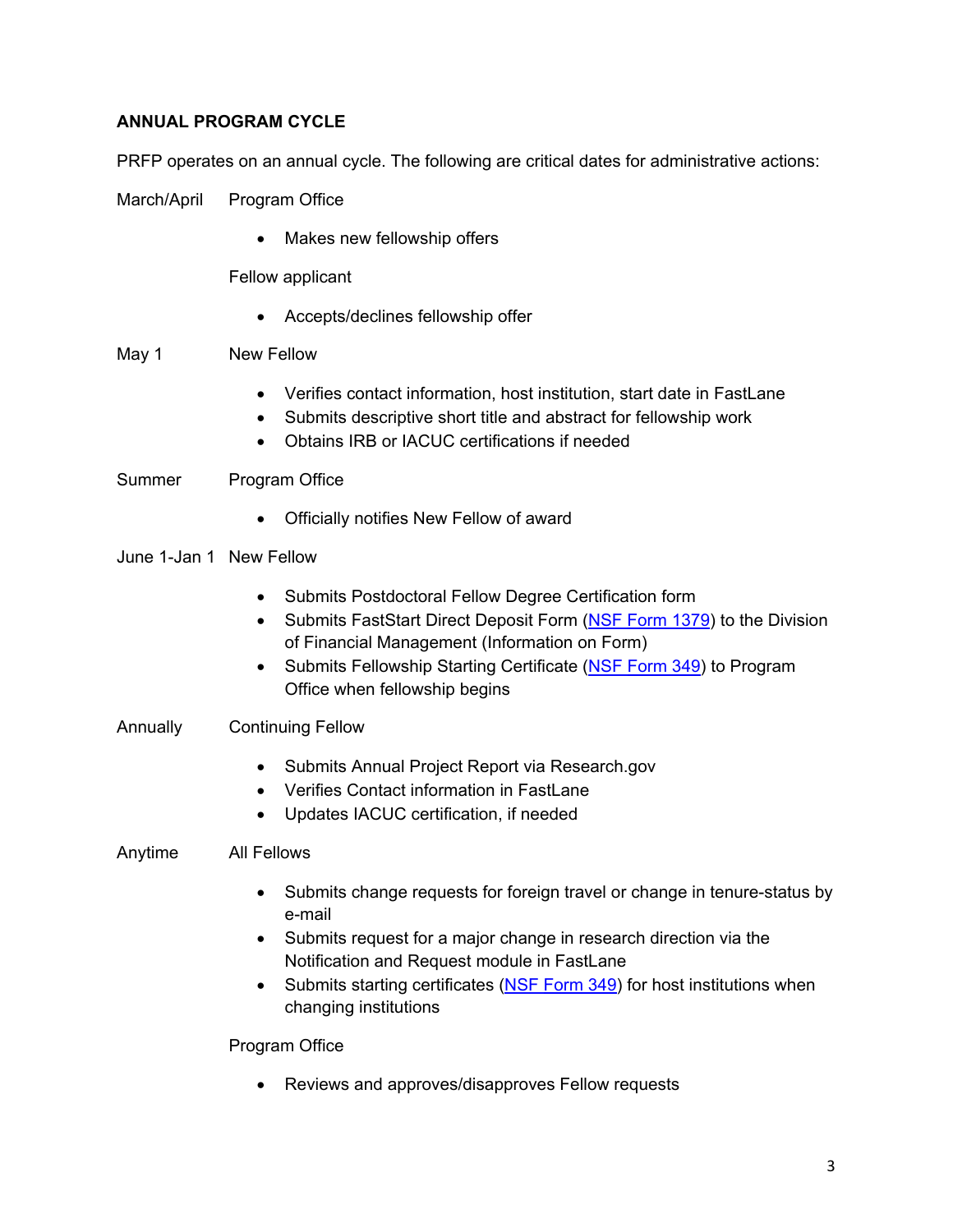## ANNUAL PROGRAM CYCLE

PRFP operates on an annual cycle. The following are critical dates for administrative actions:

**March/April** — Program Office

- Makes new fellowship offers

Fellow applicant

- Accepts/declines fellowship offer

**May 1** — New Fellow

- Verifies contact information, host institution, start date in FastLane
- Submits descriptive short title and abstract for fellowship work
- Obtains IRB or IACUC certifications if needed

**Summer** — Program Office

- Officially notifies New Fellow of award

**June 1-Jan 1** — New Fellow

- Submits Postdoctoral Fellow Degree Certification form
- Submits FastStart Direct Deposit Form (NSF Form 1379) to the Division of Financial Management (Information on Form)
- Submits Fellowship Starting Certificate (NSF Form 349) to Program Office when fellowship begins

**Annually** — Continuing Fellow

- Submits Annual Project Report via Research.gov
- Verifies Contact information in FastLane
- Updates IACUC certification, if needed

**Anytime** — All Fellows

- Submits change requests for foreign travel or change in tenure-status by e-mail
- Submits request for a major change in research direction via the Notification and Request module in FastLane
- Submits starting certificates (NSF Form 349) for host institutions when changing institutions

Program Office

- Reviews and approves/disapproves Fellow requests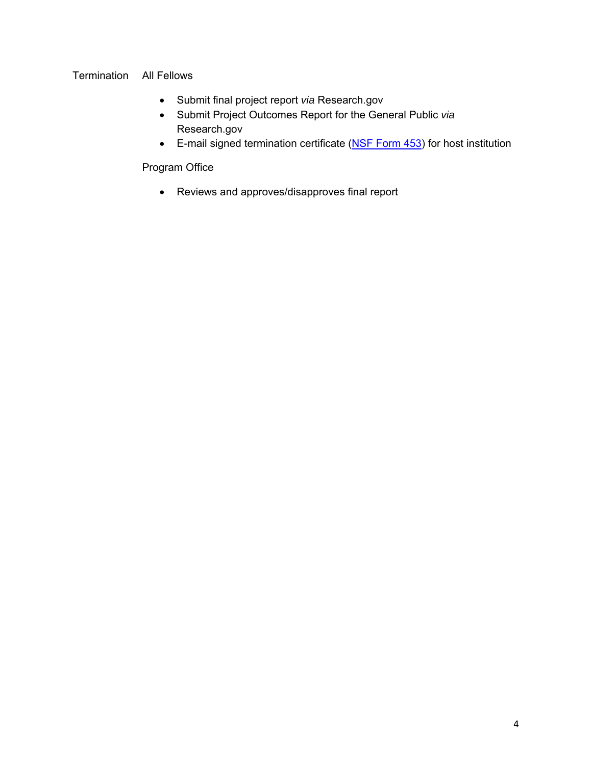Termination    All Fellows

- Submit final project report *via* Research.gov
- Submit Project Outcomes Report for the General Public *via* Research.gov
- E-mail signed termination certificate (NSF Form 453) for host institution

Program Office

- Reviews and approves/disapproves final report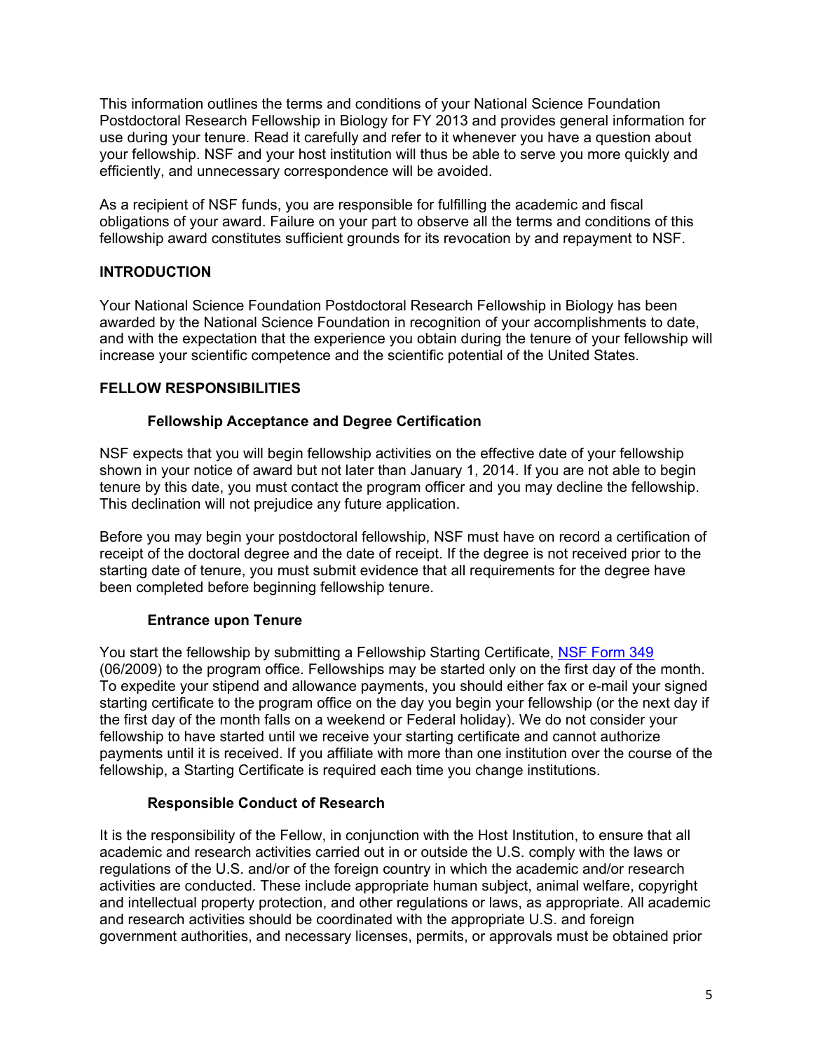This information outlines the terms and conditions of your National Science Foundation Postdoctoral Research Fellowship in Biology for FY 2013 and provides general information for use during your tenure. Read it carefully and refer to it whenever you have a question about your fellowship. NSF and your host institution will thus be able to serve you more quickly and efficiently, and unnecessary correspondence will be avoided.

As a recipient of NSF funds, you are responsible for fulfilling the academic and fiscal obligations of your award. Failure on your part to observe all the terms and conditions of this fellowship award constitutes sufficient grounds for its revocation by and repayment to NSF.

## INTRODUCTION

Your National Science Foundation Postdoctoral Research Fellowship in Biology has been awarded by the National Science Foundation in recognition of your accomplishments to date, and with the expectation that the experience you obtain during the tenure of your fellowship will increase your scientific competence and the scientific potential of the United States.

## FELLOW RESPONSIBILITIES

### Fellowship Acceptance and Degree Certification

NSF expects that you will begin fellowship activities on the effective date of your fellowship shown in your notice of award but not later than January 1, 2014. If you are not able to begin tenure by this date, you must contact the program officer and you may decline the fellowship. This declination will not prejudice any future application.

Before you may begin your postdoctoral fellowship, NSF must have on record a certification of receipt of the doctoral degree and the date of receipt. If the degree is not received prior to the starting date of tenure, you must submit evidence that all requirements for the degree have been completed before beginning fellowship tenure.

### Entrance upon Tenure

You start the fellowship by submitting a Fellowship Starting Certificate, NSF Form 349 (06/2009) to the program office. Fellowships may be started only on the first day of the month. To expedite your stipend and allowance payments, you should either fax or e-mail your signed starting certificate to the program office on the day you begin your fellowship (or the next day if the first day of the month falls on a weekend or Federal holiday). We do not consider your fellowship to have started until we receive your starting certificate and cannot authorize payments until it is received. If you affiliate with more than one institution over the course of the fellowship, a Starting Certificate is required each time you change institutions.

### Responsible Conduct of Research

It is the responsibility of the Fellow, in conjunction with the Host Institution, to ensure that all academic and research activities carried out in or outside the U.S. comply with the laws or regulations of the U.S. and/or of the foreign country in which the academic and/or research activities are conducted. These include appropriate human subject, animal welfare, copyright and intellectual property protection, and other regulations or laws, as appropriate. All academic and research activities should be coordinated with the appropriate U.S. and foreign government authorities, and necessary licenses, permits, or approvals must be obtained prior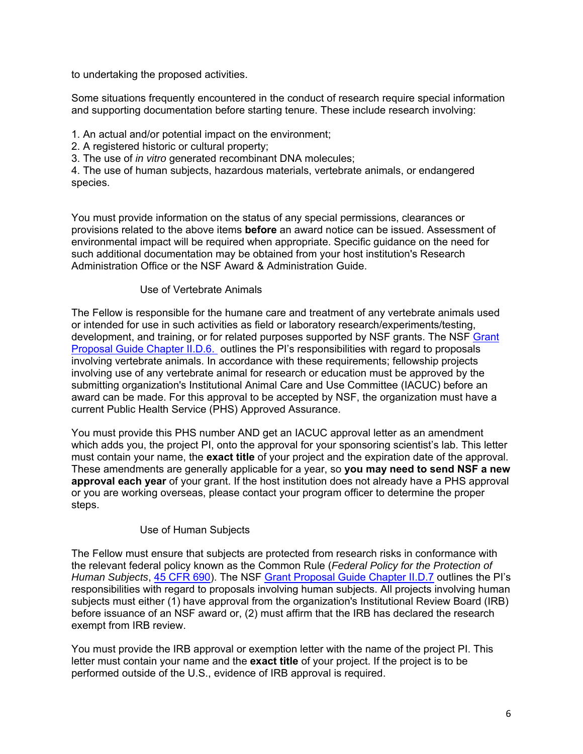to undertaking the proposed activities.

Some situations frequently encountered in the conduct of research require special information and supporting documentation before starting tenure. These include research involving:

1. An actual and/or potential impact on the environment;
2. A registered historic or cultural property;
3. The use of *in vitro* generated recombinant DNA molecules;
4. The use of human subjects, hazardous materials, vertebrate animals, or endangered species.

You must provide information on the status of any special permissions, clearances or provisions related to the above items **before** an award notice can be issued. Assessment of environmental impact will be required when appropriate. Specific guidance on the need for such additional documentation may be obtained from your host institution's Research Administration Office or the NSF Award & Administration Guide.

### Use of Vertebrate Animals

The Fellow is responsible for the humane care and treatment of any vertebrate animals used or intended for use in such activities as field or laboratory research/experiments/testing, development, and training, or for related purposes supported by NSF grants. The NSF Grant Proposal Guide Chapter II.D.6. outlines the PI's responsibilities with regard to proposals involving vertebrate animals. In accordance with these requirements; fellowship projects involving use of any vertebrate animal for research or education must be approved by the submitting organization's Institutional Animal Care and Use Committee (IACUC) before an award can be made. For this approval to be accepted by NSF, the organization must have a current Public Health Service (PHS) Approved Assurance.

You must provide this PHS number AND get an IACUC approval letter as an amendment which adds you, the project PI, onto the approval for your sponsoring scientist's lab. This letter must contain your name, the **exact title** of your project and the expiration date of the approval. These amendments are generally applicable for a year, so **you may need to send NSF a new approval each year** of your grant. If the host institution does not already have a PHS approval or you are working overseas, please contact your program officer to determine the proper steps.

### Use of Human Subjects

The Fellow must ensure that subjects are protected from research risks in conformance with the relevant federal policy known as the Common Rule (*Federal Policy for the Protection of Human Subjects*, 45 CFR 690). The NSF Grant Proposal Guide Chapter II.D.7 outlines the PI's responsibilities with regard to proposals involving human subjects. All projects involving human subjects must either (1) have approval from the organization's Institutional Review Board (IRB) before issuance of an NSF award or, (2) must affirm that the IRB has declared the research exempt from IRB review.

You must provide the IRB approval or exemption letter with the name of the project PI. This letter must contain your name and the **exact title** of your project. If the project is to be performed outside of the U.S., evidence of IRB approval is required.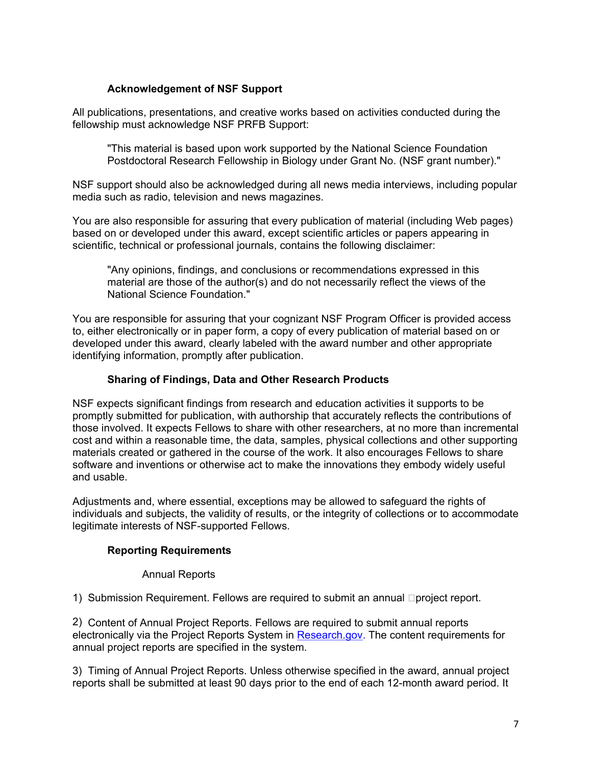### Acknowledgement of NSF Support

All publications, presentations, and creative works based on activities conducted during the fellowship must acknowledge NSF PRFB Support:

> "This material is based upon work supported by the National Science Foundation Postdoctoral Research Fellowship in Biology under Grant No. (NSF grant number)."

NSF support should also be acknowledged during all news media interviews, including popular media such as radio, television and news magazines.

You are also responsible for assuring that every publication of material (including Web pages) based on or developed under this award, except scientific articles or papers appearing in scientific, technical or professional journals, contains the following disclaimer:

> "Any opinions, findings, and conclusions or recommendations expressed in this material are those of the author(s) and do not necessarily reflect the views of the National Science Foundation."

You are responsible for assuring that your cognizant NSF Program Officer is provided access to, either electronically or in paper form, a copy of every publication of material based on or developed under this award, clearly labeled with the award number and other appropriate identifying information, promptly after publication.

### Sharing of Findings, Data and Other Research Products

NSF expects significant findings from research and education activities it supports to be promptly submitted for publication, with authorship that accurately reflects the contributions of those involved. It expects Fellows to share with other researchers, at no more than incremental cost and within a reasonable time, the data, samples, physical collections and other supporting materials created or gathered in the course of the work. It also encourages Fellows to share software and inventions or otherwise act to make the innovations they embody widely useful and usable.

Adjustments and, where essential, exceptions may be allowed to safeguard the rights of individuals and subjects, the validity of results, or the integrity of collections or to accommodate legitimate interests of NSF-supported Fellows.

### Reporting Requirements

#### Annual Reports

1) Submission Requirement. Fellows are required to submit an annual project report.

2) Content of Annual Project Reports. Fellows are required to submit annual reports electronically via the Project Reports System in [Research.gov](Research.gov). The content requirements for annual project reports are specified in the system.

3) Timing of Annual Project Reports. Unless otherwise specified in the award, annual project reports shall be submitted at least 90 days prior to the end of each 12-month award period. It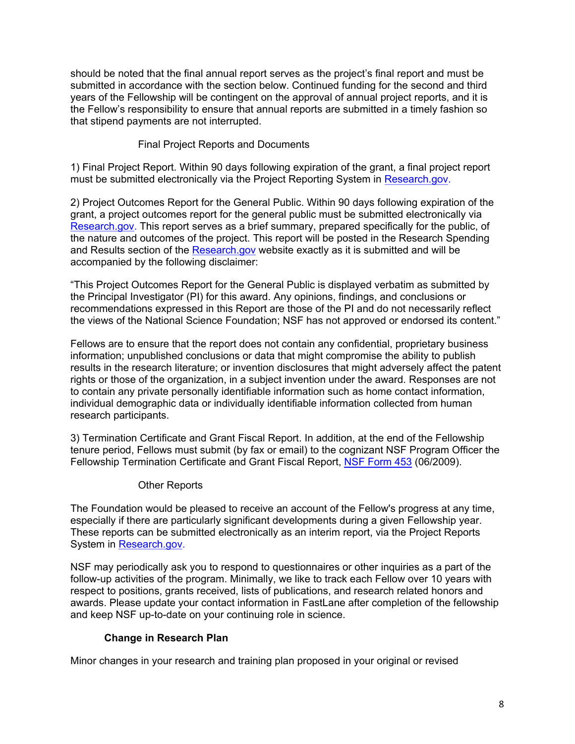should be noted that the final annual report serves as the project's final report and must be submitted in accordance with the section below. Continued funding for the second and third years of the Fellowship will be contingent on the approval of annual project reports, and it is the Fellow's responsibility to ensure that annual reports are submitted in a timely fashion so that stipend payments are not interrupted.

#### Final Project Reports and Documents

1) Final Project Report. Within 90 days following expiration of the grant, a final project report must be submitted electronically via the Project Reporting System in [Research.gov](Research.gov).

2) Project Outcomes Report for the General Public. Within 90 days following expiration of the grant, a project outcomes report for the general public must be submitted electronically via [Research.gov](Research.gov). This report serves as a brief summary, prepared specifically for the public, of the nature and outcomes of the project. This report will be posted in the Research Spending and Results section of the [Research.gov](Research.gov) website exactly as it is submitted and will be accompanied by the following disclaimer:

"This Project Outcomes Report for the General Public is displayed verbatim as submitted by the Principal Investigator (PI) for this award. Any opinions, findings, and conclusions or recommendations expressed in this Report are those of the PI and do not necessarily reflect the views of the National Science Foundation; NSF has not approved or endorsed its content."

Fellows are to ensure that the report does not contain any confidential, proprietary business information; unpublished conclusions or data that might compromise the ability to publish results in the research literature; or invention disclosures that might adversely affect the patent rights or those of the organization, in a subject invention under the award. Responses are not to contain any private personally identifiable information such as home contact information, individual demographic data or individually identifiable information collected from human research participants.

3) Termination Certificate and Grant Fiscal Report. In addition, at the end of the Fellowship tenure period, Fellows must submit (by fax or email) to the cognizant NSF Program Officer the Fellowship Termination Certificate and Grant Fiscal Report, [NSF Form 453]() (06/2009).

#### Other Reports

The Foundation would be pleased to receive an account of the Fellow's progress at any time, especially if there are particularly significant developments during a given Fellowship year. These reports can be submitted electronically as an interim report, via the Project Reports System in [Research.gov](Research.gov).

NSF may periodically ask you to respond to questionnaires or other inquiries as a part of the follow-up activities of the program. Minimally, we like to track each Fellow over 10 years with respect to positions, grants received, lists of publications, and research related honors and awards. Please update your contact information in FastLane after completion of the fellowship and keep NSF up-to-date on your continuing role in science.

### Change in Research Plan

Minor changes in your research and training plan proposed in your original or revised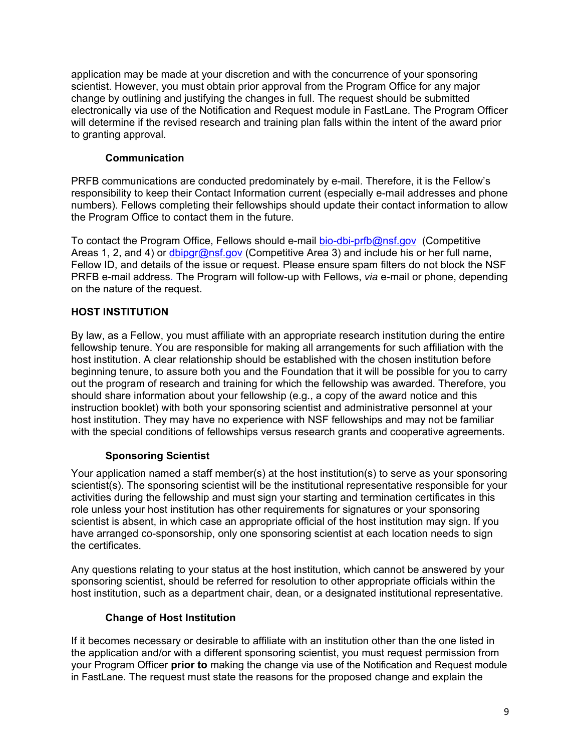application may be made at your discretion and with the concurrence of your sponsoring scientist. However, you must obtain prior approval from the Program Office for any major change by outlining and justifying the changes in full. The request should be submitted electronically via use of the Notification and Request module in FastLane. The Program Officer will determine if the revised research and training plan falls within the intent of the award prior to granting approval.

### Communication

PRFB communications are conducted predominately by e-mail. Therefore, it is the Fellow's responsibility to keep their Contact Information current (especially e-mail addresses and phone numbers). Fellows completing their fellowships should update their contact information to allow the Program Office to contact them in the future.

To contact the Program Office, Fellows should e-mail bio-dbi-prfb@nsf.gov (Competitive Areas 1, 2, and 4) or dbipgr@nsf.gov (Competitive Area 3) and include his or her full name, Fellow ID, and details of the issue or request. Please ensure spam filters do not block the NSF PRFB e-mail address. The Program will follow-up with Fellows, *via* e-mail or phone, depending on the nature of the request.

## HOST INSTITUTION

By law, as a Fellow, you must affiliate with an appropriate research institution during the entire fellowship tenure. You are responsible for making all arrangements for such affiliation with the host institution. A clear relationship should be established with the chosen institution before beginning tenure, to assure both you and the Foundation that it will be possible for you to carry out the program of research and training for which the fellowship was awarded. Therefore, you should share information about your fellowship (e.g., a copy of the award notice and this instruction booklet) with both your sponsoring scientist and administrative personnel at your host institution. They may have no experience with NSF fellowships and may not be familiar with the special conditions of fellowships versus research grants and cooperative agreements.

### Sponsoring Scientist

Your application named a staff member(s) at the host institution(s) to serve as your sponsoring scientist(s). The sponsoring scientist will be the institutional representative responsible for your activities during the fellowship and must sign your starting and termination certificates in this role unless your host institution has other requirements for signatures or your sponsoring scientist is absent, in which case an appropriate official of the host institution may sign. If you have arranged co-sponsorship, only one sponsoring scientist at each location needs to sign the certificates.

Any questions relating to your status at the host institution, which cannot be answered by your sponsoring scientist, should be referred for resolution to other appropriate officials within the host institution, such as a department chair, dean, or a designated institutional representative.

### Change of Host Institution

If it becomes necessary or desirable to affiliate with an institution other than the one listed in the application and/or with a different sponsoring scientist, you must request permission from your Program Officer **prior to** making the change via use of the Notification and Request module in FastLane. The request must state the reasons for the proposed change and explain the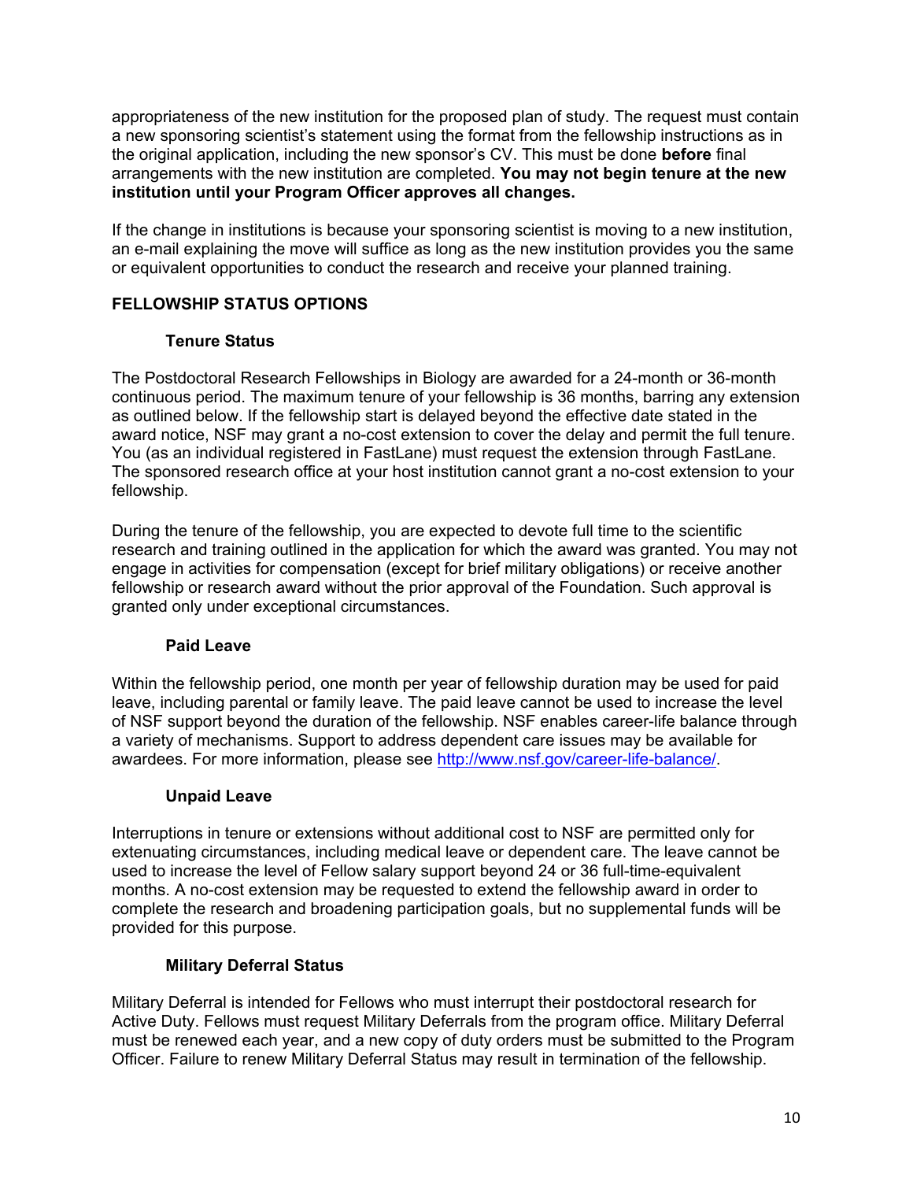appropriateness of the new institution for the proposed plan of study. The request must contain a new sponsoring scientist's statement using the format from the fellowship instructions as in the original application, including the new sponsor's CV. This must be done **before** final arrangements with the new institution are completed. **You may not begin tenure at the new institution until your Program Officer approves all changes.**

If the change in institutions is because your sponsoring scientist is moving to a new institution, an e-mail explaining the move will suffice as long as the new institution provides you the same or equivalent opportunities to conduct the research and receive your planned training.

## FELLOWSHIP STATUS OPTIONS

### Tenure Status

The Postdoctoral Research Fellowships in Biology are awarded for a 24-month or 36-month continuous period. The maximum tenure of your fellowship is 36 months, barring any extension as outlined below. If the fellowship start is delayed beyond the effective date stated in the award notice, NSF may grant a no-cost extension to cover the delay and permit the full tenure. You (as an individual registered in FastLane) must request the extension through FastLane. The sponsored research office at your host institution cannot grant a no-cost extension to your fellowship.

During the tenure of the fellowship, you are expected to devote full time to the scientific research and training outlined in the application for which the award was granted. You may not engage in activities for compensation (except for brief military obligations) or receive another fellowship or research award without the prior approval of the Foundation. Such approval is granted only under exceptional circumstances.

### Paid Leave

Within the fellowship period, one month per year of fellowship duration may be used for paid leave, including parental or family leave. The paid leave cannot be used to increase the level of NSF support beyond the duration of the fellowship. NSF enables career-life balance through a variety of mechanisms. Support to address dependent care issues may be available for awardees. For more information, please see http://www.nsf.gov/career-life-balance/.

### Unpaid Leave

Interruptions in tenure or extensions without additional cost to NSF are permitted only for extenuating circumstances, including medical leave or dependent care. The leave cannot be used to increase the level of Fellow salary support beyond 24 or 36 full-time-equivalent months. A no-cost extension may be requested to extend the fellowship award in order to complete the research and broadening participation goals, but no supplemental funds will be provided for this purpose.

### Military Deferral Status

Military Deferral is intended for Fellows who must interrupt their postdoctoral research for Active Duty. Fellows must request Military Deferrals from the program office. Military Deferral must be renewed each year, and a new copy of duty orders must be submitted to the Program Officer. Failure to renew Military Deferral Status may result in termination of the fellowship.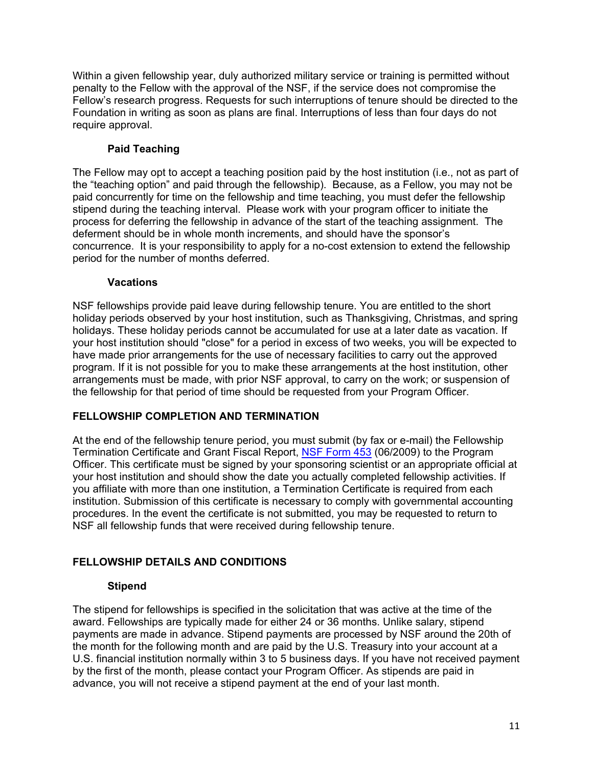Within a given fellowship year, duly authorized military service or training is permitted without penalty to the Fellow with the approval of the NSF, if the service does not compromise the Fellow's research progress. Requests for such interruptions of tenure should be directed to the Foundation in writing as soon as plans are final. Interruptions of less than four days do not require approval.

### Paid Teaching

The Fellow may opt to accept a teaching position paid by the host institution (i.e., not as part of the "teaching option" and paid through the fellowship). Because, as a Fellow, you may not be paid concurrently for time on the fellowship and time teaching, you must defer the fellowship stipend during the teaching interval. Please work with your program officer to initiate the process for deferring the fellowship in advance of the start of the teaching assignment. The deferment should be in whole month increments, and should have the sponsor's concurrence. It is your responsibility to apply for a no-cost extension to extend the fellowship period for the number of months deferred.

### Vacations

NSF fellowships provide paid leave during fellowship tenure. You are entitled to the short holiday periods observed by your host institution, such as Thanksgiving, Christmas, and spring holidays. These holiday periods cannot be accumulated for use at a later date as vacation. If your host institution should "close" for a period in excess of two weeks, you will be expected to have made prior arrangements for the use of necessary facilities to carry out the approved program. If it is not possible for you to make these arrangements at the host institution, other arrangements must be made, with prior NSF approval, to carry on the work; or suspension of the fellowship for that period of time should be requested from your Program Officer.

## FELLOWSHIP COMPLETION AND TERMINATION

At the end of the fellowship tenure period, you must submit (by fax or e-mail) the Fellowship Termination Certificate and Grant Fiscal Report, NSF Form 453 (06/2009) to the Program Officer. This certificate must be signed by your sponsoring scientist or an appropriate official at your host institution and should show the date you actually completed fellowship activities. If you affiliate with more than one institution, a Termination Certificate is required from each institution. Submission of this certificate is necessary to comply with governmental accounting procedures. In the event the certificate is not submitted, you may be requested to return to NSF all fellowship funds that were received during fellowship tenure.

## FELLOWSHIP DETAILS AND CONDITIONS

### Stipend

The stipend for fellowships is specified in the solicitation that was active at the time of the award. Fellowships are typically made for either 24 or 36 months. Unlike salary, stipend payments are made in advance. Stipend payments are processed by NSF around the 20th of the month for the following month and are paid by the U.S. Treasury into your account at a U.S. financial institution normally within 3 to 5 business days. If you have not received payment by the first of the month, please contact your Program Officer. As stipends are paid in advance, you will not receive a stipend payment at the end of your last month.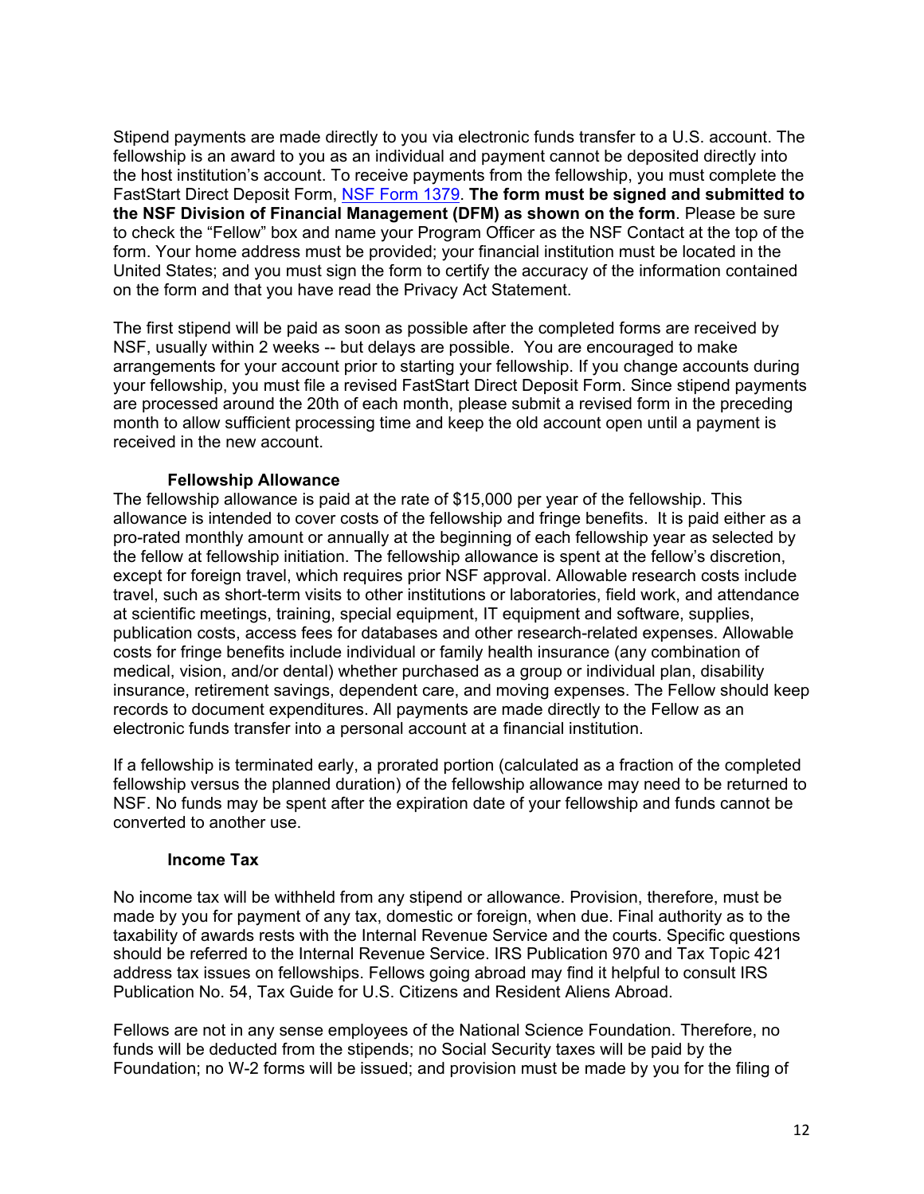Stipend payments are made directly to you via electronic funds transfer to a U.S. account. The fellowship is an award to you as an individual and payment cannot be deposited directly into the host institution's account. To receive payments from the fellowship, you must complete the FastStart Direct Deposit Form, NSF Form 1379. **The form must be signed and submitted to the NSF Division of Financial Management (DFM) as shown on the form**. Please be sure to check the "Fellow" box and name your Program Officer as the NSF Contact at the top of the form. Your home address must be provided; your financial institution must be located in the United States; and you must sign the form to certify the accuracy of the information contained on the form and that you have read the Privacy Act Statement.

The first stipend will be paid as soon as possible after the completed forms are received by NSF, usually within 2 weeks -- but delays are possible. You are encouraged to make arrangements for your account prior to starting your fellowship. If you change accounts during your fellowship, you must file a revised FastStart Direct Deposit Form. Since stipend payments are processed around the 20th of each month, please submit a revised form in the preceding month to allow sufficient processing time and keep the old account open until a payment is received in the new account.

**Fellowship Allowance**

The fellowship allowance is paid at the rate of $15,000 per year of the fellowship. This allowance is intended to cover costs of the fellowship and fringe benefits. It is paid either as a pro-rated monthly amount or annually at the beginning of each fellowship year as selected by the fellow at fellowship initiation. The fellowship allowance is spent at the fellow's discretion, except for foreign travel, which requires prior NSF approval. Allowable research costs include travel, such as short-term visits to other institutions or laboratories, field work, and attendance at scientific meetings, training, special equipment, IT equipment and software, supplies, publication costs, access fees for databases and other research-related expenses. Allowable costs for fringe benefits include individual or family health insurance (any combination of medical, vision, and/or dental) whether purchased as a group or individual plan, disability insurance, retirement savings, dependent care, and moving expenses. The Fellow should keep records to document expenditures. All payments are made directly to the Fellow as an electronic funds transfer into a personal account at a financial institution.

If a fellowship is terminated early, a prorated portion (calculated as a fraction of the completed fellowship versus the planned duration) of the fellowship allowance may need to be returned to NSF. No funds may be spent after the expiration date of your fellowship and funds cannot be converted to another use.

**Income Tax**

No income tax will be withheld from any stipend or allowance. Provision, therefore, must be made by you for payment of any tax, domestic or foreign, when due. Final authority as to the taxability of awards rests with the Internal Revenue Service and the courts. Specific questions should be referred to the Internal Revenue Service. IRS Publication 970 and Tax Topic 421 address tax issues on fellowships. Fellows going abroad may find it helpful to consult IRS Publication No. 54, Tax Guide for U.S. Citizens and Resident Aliens Abroad.

Fellows are not in any sense employees of the National Science Foundation. Therefore, no funds will be deducted from the stipends; no Social Security taxes will be paid by the Foundation; no W-2 forms will be issued; and provision must be made by you for the filing of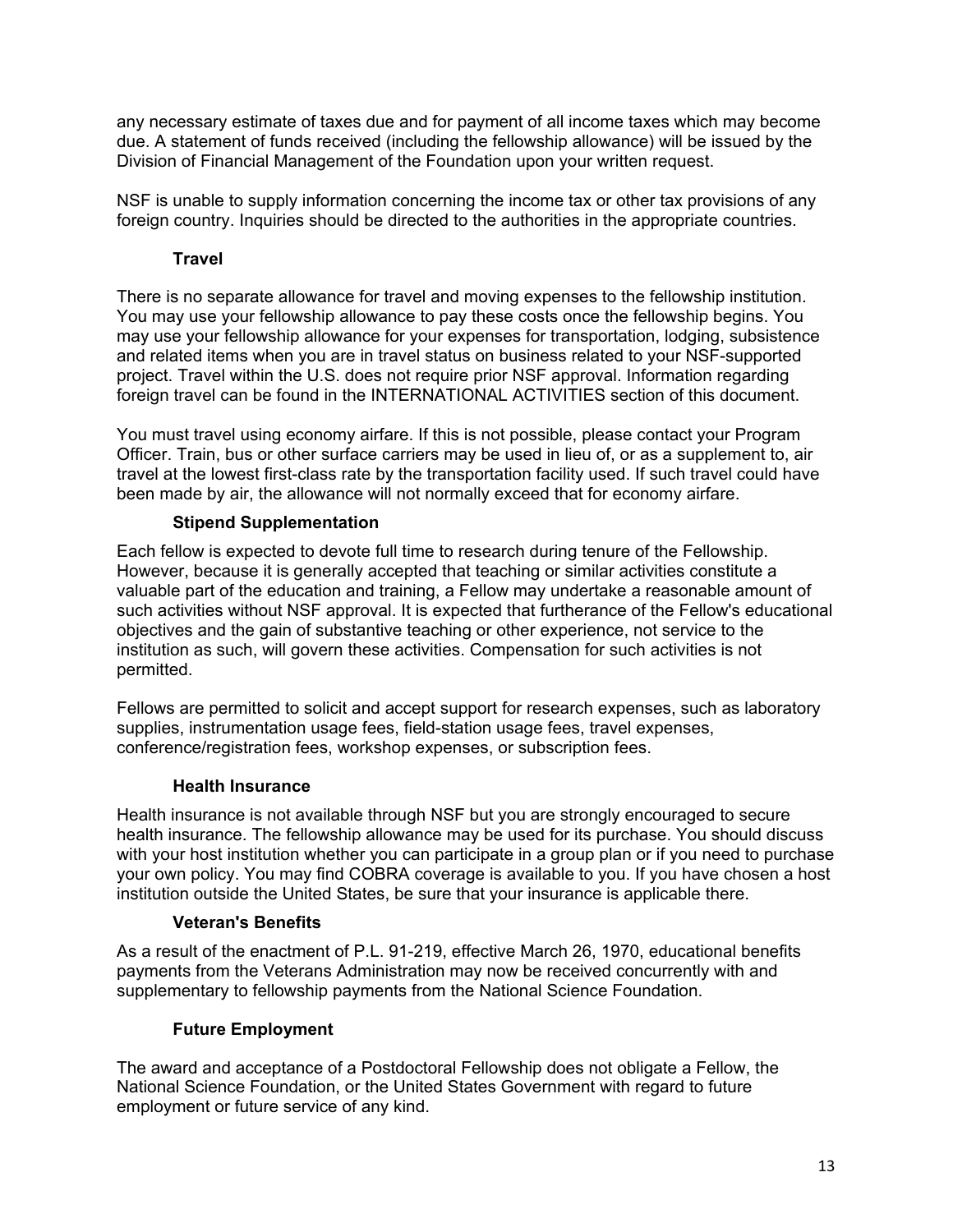any necessary estimate of taxes due and for payment of all income taxes which may become due. A statement of funds received (including the fellowship allowance) will be issued by the Division of Financial Management of the Foundation upon your written request.

NSF is unable to supply information concerning the income tax or other tax provisions of any foreign country. Inquiries should be directed to the authorities in the appropriate countries.

### Travel

There is no separate allowance for travel and moving expenses to the fellowship institution. You may use your fellowship allowance to pay these costs once the fellowship begins. You may use your fellowship allowance for your expenses for transportation, lodging, subsistence and related items when you are in travel status on business related to your NSF-supported project. Travel within the U.S. does not require prior NSF approval. Information regarding foreign travel can be found in the INTERNATIONAL ACTIVITIES section of this document.

You must travel using economy airfare. If this is not possible, please contact your Program Officer. Train, bus or other surface carriers may be used in lieu of, or as a supplement to, air travel at the lowest first-class rate by the transportation facility used. If such travel could have been made by air, the allowance will not normally exceed that for economy airfare.

### Stipend Supplementation

Each fellow is expected to devote full time to research during tenure of the Fellowship. However, because it is generally accepted that teaching or similar activities constitute a valuable part of the education and training, a Fellow may undertake a reasonable amount of such activities without NSF approval. It is expected that furtherance of the Fellow's educational objectives and the gain of substantive teaching or other experience, not service to the institution as such, will govern these activities. Compensation for such activities is not permitted.

Fellows are permitted to solicit and accept support for research expenses, such as laboratory supplies, instrumentation usage fees, field-station usage fees, travel expenses, conference/registration fees, workshop expenses, or subscription fees.

### Health Insurance

Health insurance is not available through NSF but you are strongly encouraged to secure health insurance. The fellowship allowance may be used for its purchase. You should discuss with your host institution whether you can participate in a group plan or if you need to purchase your own policy. You may find COBRA coverage is available to you. If you have chosen a host institution outside the United States, be sure that your insurance is applicable there.

### Veteran's Benefits

As a result of the enactment of P.L. 91-219, effective March 26, 1970, educational benefits payments from the Veterans Administration may now be received concurrently with and supplementary to fellowship payments from the National Science Foundation.

### Future Employment

The award and acceptance of a Postdoctoral Fellowship does not obligate a Fellow, the National Science Foundation, or the United States Government with regard to future employment or future service of any kind.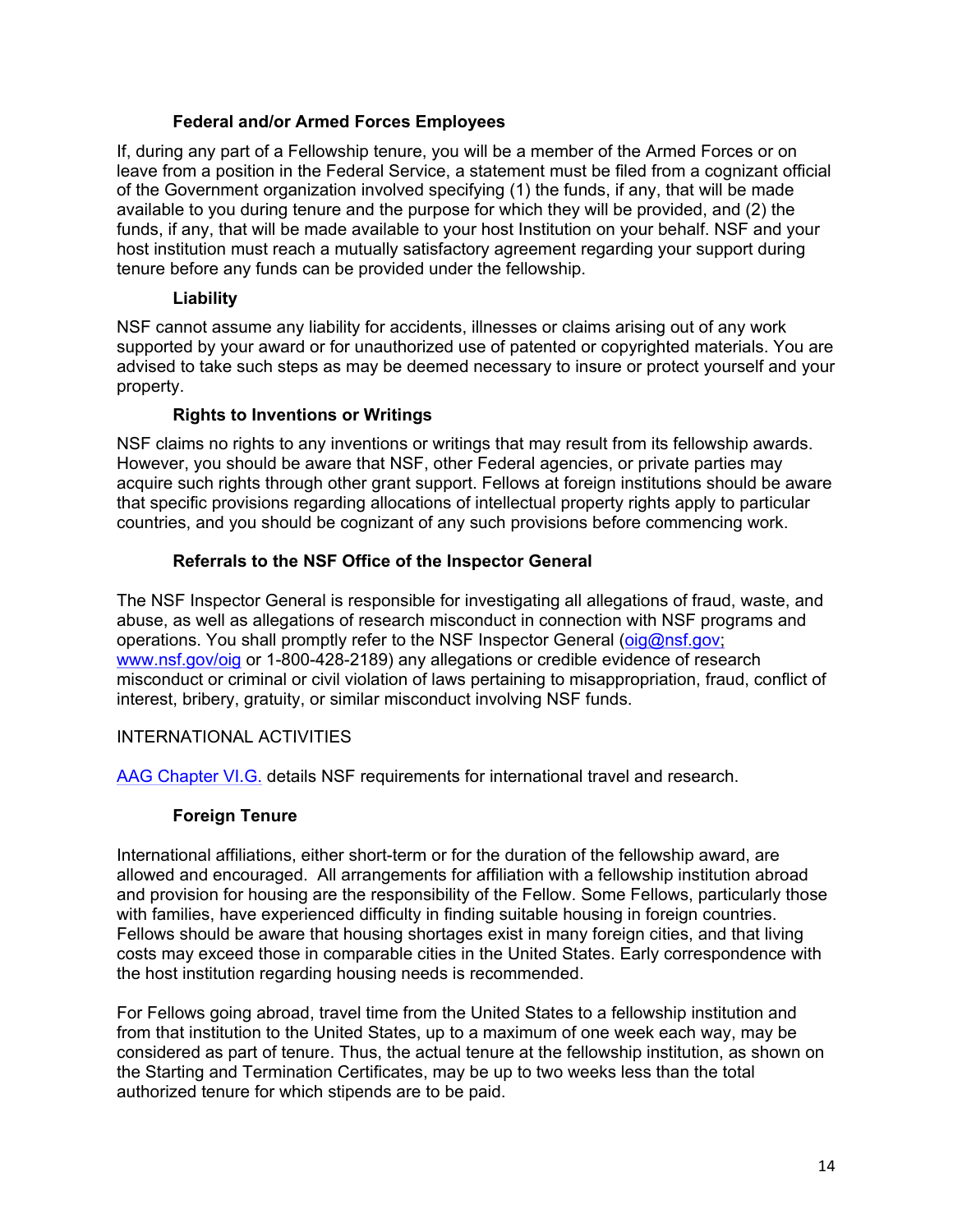### Federal and/or Armed Forces Employees

If, during any part of a Fellowship tenure, you will be a member of the Armed Forces or on leave from a position in the Federal Service, a statement must be filed from a cognizant official of the Government organization involved specifying (1) the funds, if any, that will be made available to you during tenure and the purpose for which they will be provided, and (2) the funds, if any, that will be made available to your host Institution on your behalf. NSF and your host institution must reach a mutually satisfactory agreement regarding your support during tenure before any funds can be provided under the fellowship.

### Liability

NSF cannot assume any liability for accidents, illnesses or claims arising out of any work supported by your award or for unauthorized use of patented or copyrighted materials. You are advised to take such steps as may be deemed necessary to insure or protect yourself and your property.

### Rights to Inventions or Writings

NSF claims no rights to any inventions or writings that may result from its fellowship awards. However, you should be aware that NSF, other Federal agencies, or private parties may acquire such rights through other grant support. Fellows at foreign institutions should be aware that specific provisions regarding allocations of intellectual property rights apply to particular countries, and you should be cognizant of any such provisions before commencing work.

### Referrals to the NSF Office of the Inspector General

The NSF Inspector General is responsible for investigating all allegations of fraud, waste, and abuse, as well as allegations of research misconduct in connection with NSF programs and operations. You shall promptly refer to the NSF Inspector General (oig@nsf.gov; www.nsf.gov/oig or 1-800-428-2189) any allegations or credible evidence of research misconduct or criminal or civil violation of laws pertaining to misappropriation, fraud, conflict of interest, bribery, gratuity, or similar misconduct involving NSF funds.

## INTERNATIONAL ACTIVITIES

AAG Chapter VI.G. details NSF requirements for international travel and research.

### Foreign Tenure

International affiliations, either short-term or for the duration of the fellowship award, are allowed and encouraged. All arrangements for affiliation with a fellowship institution abroad and provision for housing are the responsibility of the Fellow. Some Fellows, particularly those with families, have experienced difficulty in finding suitable housing in foreign countries. Fellows should be aware that housing shortages exist in many foreign cities, and that living costs may exceed those in comparable cities in the United States. Early correspondence with the host institution regarding housing needs is recommended.

For Fellows going abroad, travel time from the United States to a fellowship institution and from that institution to the United States, up to a maximum of one week each way, may be considered as part of tenure. Thus, the actual tenure at the fellowship institution, as shown on the Starting and Termination Certificates, may be up to two weeks less than the total authorized tenure for which stipends are to be paid.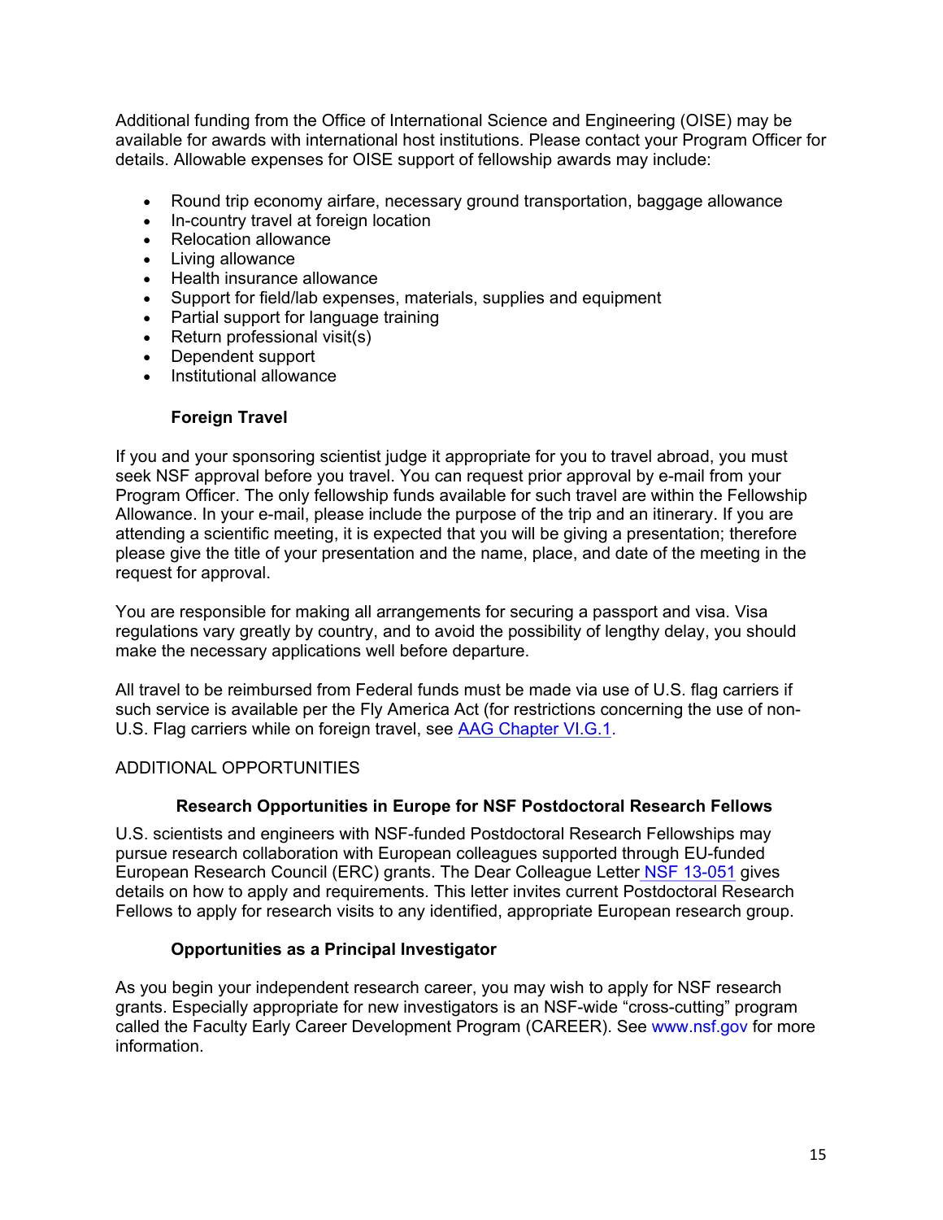Additional funding from the Office of International Science and Engineering (OISE) may be available for awards with international host institutions. Please contact your Program Officer for details. Allowable expenses for OISE support of fellowship awards may include:

- Round trip economy airfare, necessary ground transportation, baggage allowance
- In-country travel at foreign location
- Relocation allowance
- Living allowance
- Health insurance allowance
- Support for field/lab expenses, materials, supplies and equipment
- Partial support for language training
- Return professional visit(s)
- Dependent support
- Institutional allowance

### Foreign Travel

If you and your sponsoring scientist judge it appropriate for you to travel abroad, you must seek NSF approval before you travel. You can request prior approval by e-mail from your Program Officer. The only fellowship funds available for such travel are within the Fellowship Allowance. In your e-mail, please include the purpose of the trip and an itinerary. If you are attending a scientific meeting, it is expected that you will be giving a presentation; therefore please give the title of your presentation and the name, place, and date of the meeting in the request for approval.

You are responsible for making all arrangements for securing a passport and visa. Visa regulations vary greatly by country, and to avoid the possibility of lengthy delay, you should make the necessary applications well before departure.

All travel to be reimbursed from Federal funds must be made via use of U.S. flag carriers if such service is available per the Fly America Act (for restrictions concerning the use of non-U.S. Flag carriers while on foreign travel, see AAG Chapter VI.G.1.

## ADDITIONAL OPPORTUNITIES

### Research Opportunities in Europe for NSF Postdoctoral Research Fellows

U.S. scientists and engineers with NSF-funded Postdoctoral Research Fellowships may pursue research collaboration with European colleagues supported through EU-funded European Research Council (ERC) grants. The Dear Colleague Letter NSF 13-051 gives details on how to apply and requirements. This letter invites current Postdoctoral Research Fellows to apply for research visits to any identified, appropriate European research group.

### Opportunities as a Principal Investigator

As you begin your independent research career, you may wish to apply for NSF research grants. Especially appropriate for new investigators is an NSF-wide "cross-cutting" program called the Faculty Early Career Development Program (CAREER). See www.nsf.gov for more information.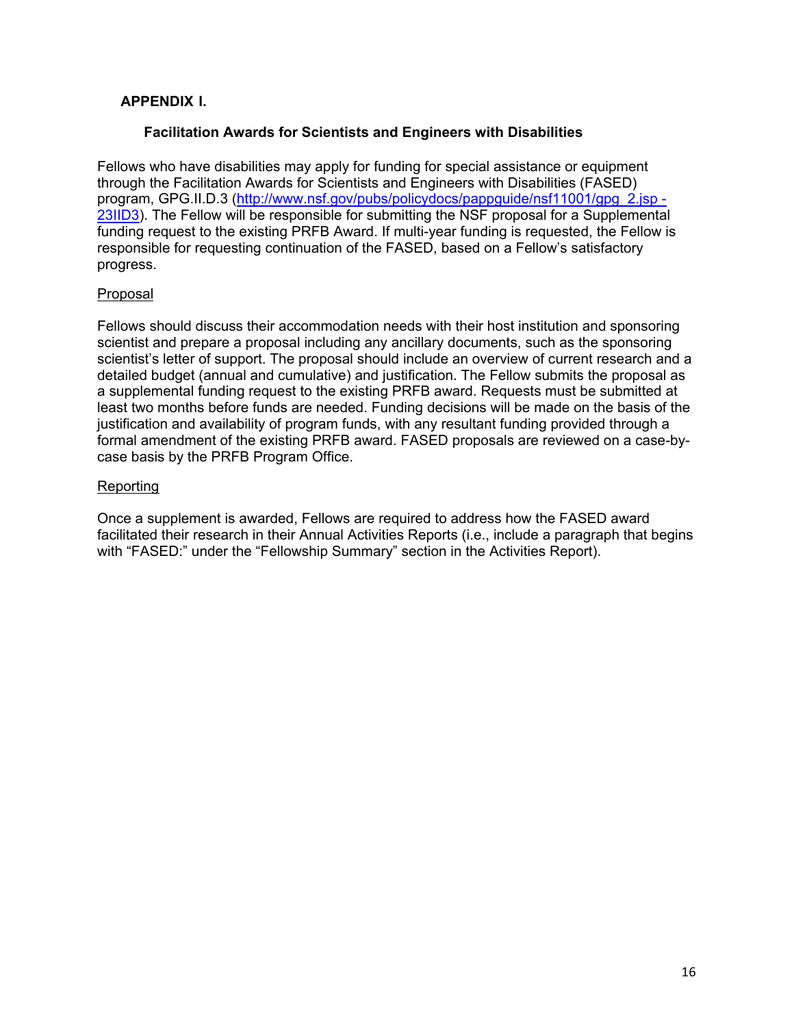## APPENDIX I.

### Facilitation Awards for Scientists and Engineers with Disabilities

Fellows who have disabilities may apply for funding for special assistance or equipment through the Facilitation Awards for Scientists and Engineers with Disabilities (FASED) program, GPG.II.D.3 ([http://www.nsf.gov/pubs/policydocs/pappguide/nsf11001/gpg_2.jsp - 23IID3](http://www.nsf.gov/pubs/policydocs/pappguide/nsf11001/gpg_2.jsp#23IID3)). The Fellow will be responsible for submitting the NSF proposal for a Supplemental funding request to the existing PRFB Award. If multi-year funding is requested, the Fellow is responsible for requesting continuation of the FASED, based on a Fellow's satisfactory progress.

<u>Proposal</u>

Fellows should discuss their accommodation needs with their host institution and sponsoring scientist and prepare a proposal including any ancillary documents, such as the sponsoring scientist's letter of support. The proposal should include an overview of current research and a detailed budget (annual and cumulative) and justification. The Fellow submits the proposal as a supplemental funding request to the existing PRFB award. Requests must be submitted at least two months before funds are needed. Funding decisions will be made on the basis of the justification and availability of program funds, with any resultant funding provided through a formal amendment of the existing PRFB award. FASED proposals are reviewed on a case-by-case basis by the PRFB Program Office.

<u>Reporting</u>

Once a supplement is awarded, Fellows are required to address how the FASED award facilitated their research in their Annual Activities Reports (i.e., include a paragraph that begins with "FASED:" under the "Fellowship Summary" section in the Activities Report).